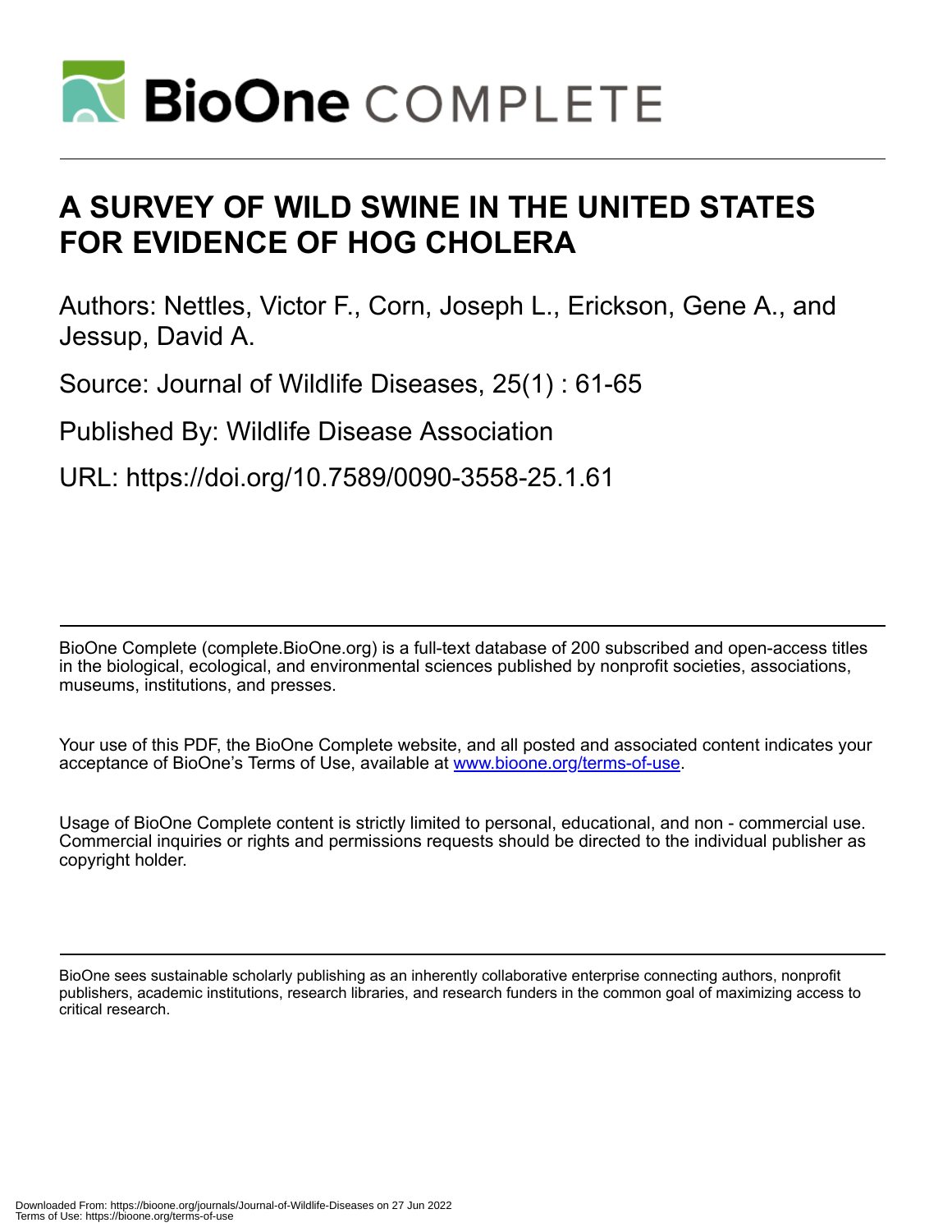# A SURVEY OF WILD SWINE IN THE UNITED STATES FOR EVIDENCE OF HOG CHOLERA

Authors: Nettles, Victor F., Corn, Joseph L., Erickson, Gene A., and Jessup, David A.

Source: Journal of Wildlife Diseases, 25(1) : 61-65

Published By: Wildlife Disease Association

URL: https://doi.org/10.7589/0090-3558-25.1.61

BioOne Complete (complete.BioOne.org) is a full-text database of 200 subscribed and open-access titles in the biological, ecological, and environmental sciences published by nonprofit societies, associations, museums, institutions, and presses.

Your use of this PDF, the BioOne Complete website, and all posted and associated content indicates your acceptance of BioOne's Terms of Use, available at www.bioone.org/terms-of-use.

Usage of BioOne Complete content is strictly limited to personal, educational, and non - commercial use. Commercial inquiries or rights and permissions requests should be directed to the individual publisher as copyright holder.

BioOne sees sustainable scholarly publishing as an inherently collaborative enterprise connecting authors, nonprofit publishers, academic institutions, research libraries, and research funders in the common goal of maximizing access to critical research.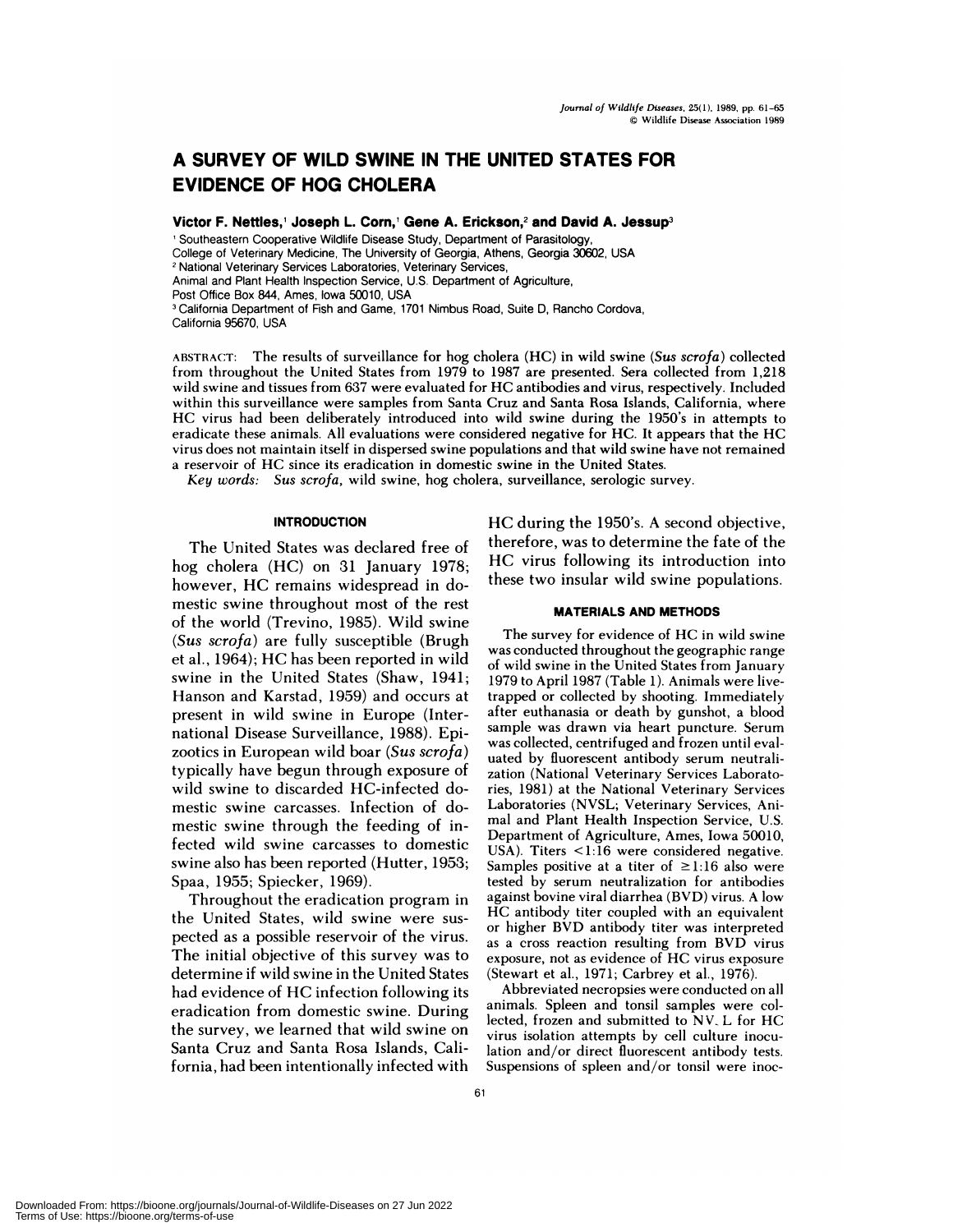# A SURVEY OF WILD SWINE IN THE UNITED STATES FOR EVIDENCE OF HOG CHOLERA

**Victor F. Nettles,[1] Joseph L. Corn,[1] Gene A. Erickson,[2] and David A. Jessup[3]**

[1] Southeastern Cooperative Wildlife Disease Study, Department of Parasitology, College of Veterinary Medicine, The University of Georgia, Athens, Georgia 30602, USA
[2] National Veterinary Services Laboratories, Veterinary Services, Animal and Plant Health Inspection Service, U.S. Department of Agriculture, Post Office Box 844, Ames, Iowa 50010, USA
[3] California Department of Fish and Game, 1701 Nimbus Road, Suite D, Rancho Cordova, California 95670, USA

ABSTRACT: The results of surveillance for hog cholera (HC) in wild swine (*Sus scrofa*) collected from throughout the United States from 1979 to 1987 are presented. Sera collected from 1,218 wild swine and tissues from 637 were evaluated for HC antibodies and virus, respectively. Included within this surveillance were samples from Santa Cruz and Santa Rosa Islands, California, where HC virus had been deliberately introduced into wild swine during the 1950's in attempts to eradicate these animals. All evaluations were considered negative for HC. It appears that the HC virus does not maintain itself in dispersed swine populations and that wild swine have not remained a reservoir of HC since its eradication in domestic swine in the United States.

*Key words:* *Sus scrofa*, wild swine, hog cholera, surveillance, serologic survey.

## INTRODUCTION

The United States was declared free of hog cholera (HC) on 31 January 1978; however, HC remains widespread in domestic swine throughout most of the rest of the world (Trevino, 1985). Wild swine (*Sus scrofa*) are fully susceptible (Brugh et al., 1964); HC has been reported in wild swine in the United States (Shaw, 1941; Hanson and Karstad, 1959) and occurs at present in wild swine in Europe (International Disease Surveillance, 1988). Epizootics in European wild boar (*Sus scrofa*) typically have begun through exposure of wild swine to discarded HC-infected domestic swine carcasses. Infection of domestic swine through the feeding of infected wild swine carcasses to domestic swine also has been reported (Hutter, 1953; Spaa, 1955; Spiecker, 1969).

Throughout the eradication program in the United States, wild swine were suspected as a possible reservoir of the virus. The initial objective of this survey was to determine if wild swine in the United States had evidence of HC infection following its eradication from domestic swine. During the survey, we learned that wild swine on Santa Cruz and Santa Rosa Islands, California, had been intentionally infected with HC during the 1950's. A second objective, therefore, was to determine the fate of the HC virus following its introduction into these two insular wild swine populations.

## MATERIALS AND METHODS

The survey for evidence of HC in wild swine was conducted throughout the geographic range of wild swine in the United States from January 1979 to April 1987 (Table 1). Animals were live-trapped or collected by shooting. Immediately after euthanasia or death by gunshot, a blood sample was drawn via heart puncture. Serum was collected, centrifuged and frozen until evaluated by fluorescent antibody serum neutralization (National Veterinary Services Laboratories, 1981) at the National Veterinary Services Laboratories (NVSL; Veterinary Services, Animal and Plant Health Inspection Service, U.S. Department of Agriculture, Ames, Iowa 50010, USA). Titers <1:16 were considered negative. Samples positive at a titer of ≥1:16 also were tested by serum neutralization for antibodies against bovine viral diarrhea (BVD) virus. A low HC antibody titer coupled with an equivalent or higher BVD antibody titer was interpreted as a cross reaction resulting from BVD virus exposure, not as evidence of HC virus exposure (Stewart et al., 1971; Carbrey et al., 1976).

Abbreviated necropsies were conducted on all animals. Spleen and tonsil samples were collected, frozen and submitted to NVSL for HC virus isolation attempts by cell culture inoculation and/or direct fluorescent antibody tests. Suspensions of spleen and/or tonsil were inoc-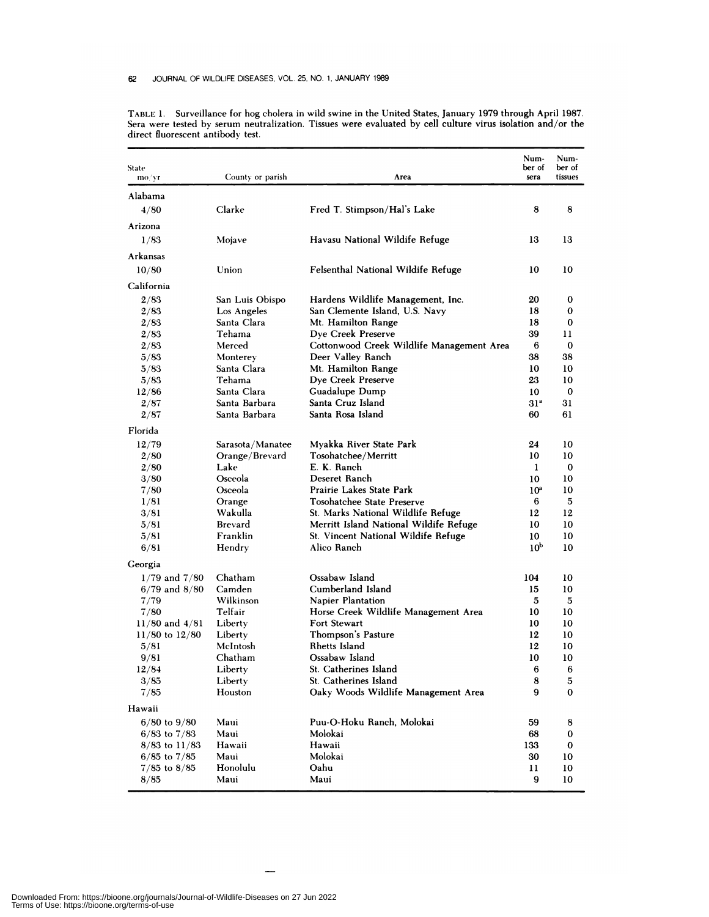TABLE 1. Surveillance for hog cholera in wild swine in the United States, January 1979 through April 1987. Sera were tested by serum neutralization. Tissues were evaluated by cell culture virus isolation and/or the direct fluorescent antibody test.

| State mo/yr | County or parish | Area | Number of sera | Number of tissues |
|---|---|---|---|---|
| Alabama | | | | |
| 4/80 | Clarke | Fred T. Stimpson/Hal's Lake | 8 | 8 |
| Arizona | | | | |
| 1/83 | Mojave | Havasu National Wildlife Refuge | 13 | 13 |
| Arkansas | | | | |
| 10/80 | Union | Felsenthal National Wildlife Refuge | 10 | 10 |
| California | | | | |
| 2/83 | San Luis Obispo | Hardens Wildlife Management, Inc. | 20 | 0 |
| 2/83 | Los Angeles | San Clemente Island, U.S. Navy | 18 | 0 |
| 2/83 | Santa Clara | Mt. Hamilton Range | 18 | 0 |
| 2/83 | Tehama | Dye Creek Preserve | 39 | 11 |
| 2/83 | Merced | Cottonwood Creek Wildlife Management Area | 6 | 0 |
| 5/83 | Monterey | Deer Valley Ranch | 38 | 38 |
| 5/83 | Santa Clara | Mt. Hamilton Range | 10 | 10 |
| 5/83 | Tehama | Dye Creek Preserve | 23 | 10 |
| 12/86 | Santa Clara | Guadalupe Dump | 10 | 0 |
| 2/87 | Santa Barbara | Santa Cruz Island | 31[a] | 31 |
| 2/87 | Santa Barbara | Santa Rosa Island | 60 | 61 |
| Florida | | | | |
| 12/79 | Sarasota/Manatee | Myakka River State Park | 24 | 10 |
| 2/80 | Orange/Brevard | Tosohatchee/Merritt | 10 | 10 |
| 2/80 | Lake | E. K. Ranch | 1 | 0 |
| 3/80 | Osceola | Deseret Ranch | 10 | 10 |
| 7/80 | Osceola | Prairie Lakes State Park | 10[a] | 10 |
| 1/81 | Orange | Tosohatchee State Preserve | 6 | 5 |
| 3/81 | Wakulla | St. Marks National Wildlife Refuge | 12 | 12 |
| 5/81 | Brevard | Merritt Island National Wildlife Refuge | 10 | 10 |
| 5/81 | Franklin | St. Vincent National Wildlife Refuge | 10 | 10 |
| 6/81 | Hendry | Alico Ranch | 10[b] | 10 |
| Georgia | | | | |
| 1/79 and 7/80 | Chatham | Ossabaw Island | 104 | 10 |
| 6/79 and 8/80 | Camden | Cumberland Island | 15 | 10 |
| 7/79 | Wilkinson | Napier Plantation | 5 | 5 |
| 7/80 | Telfair | Horse Creek Wildlife Management Area | 10 | 10 |
| 11/80 and 4/81 | Liberty | Fort Stewart | 10 | 10 |
| 11/80 to 12/80 | Liberty | Thompson's Pasture | 12 | 10 |
| 5/81 | McIntosh | Rhetts Island | 12 | 10 |
| 9/81 | Chatham | Ossabaw Island | 10 | 10 |
| 12/84 | Liberty | St. Catherines Island | 6 | 6 |
| 3/85 | Liberty | St. Catherines Island | 8 | 5 |
| 7/85 | Houston | Oaky Woods Wildlife Management Area | 9 | 0 |
| Hawaii | | | | |
| 6/80 to 9/80 | Maui | Puu-O-Hoku Ranch, Molokai | 59 | 8 |
| 6/83 to 7/83 | Maui | Molokai | 68 | 0 |
| 8/83 to 11/83 | Hawaii | Hawaii | 133 | 0 |
| 6/85 to 7/85 | Maui | Molokai | 30 | 10 |
| 7/85 to 8/85 | Honolulu | Oahu | 11 | 10 |
| 8/85 | Maui | Maui | 9 | 10 |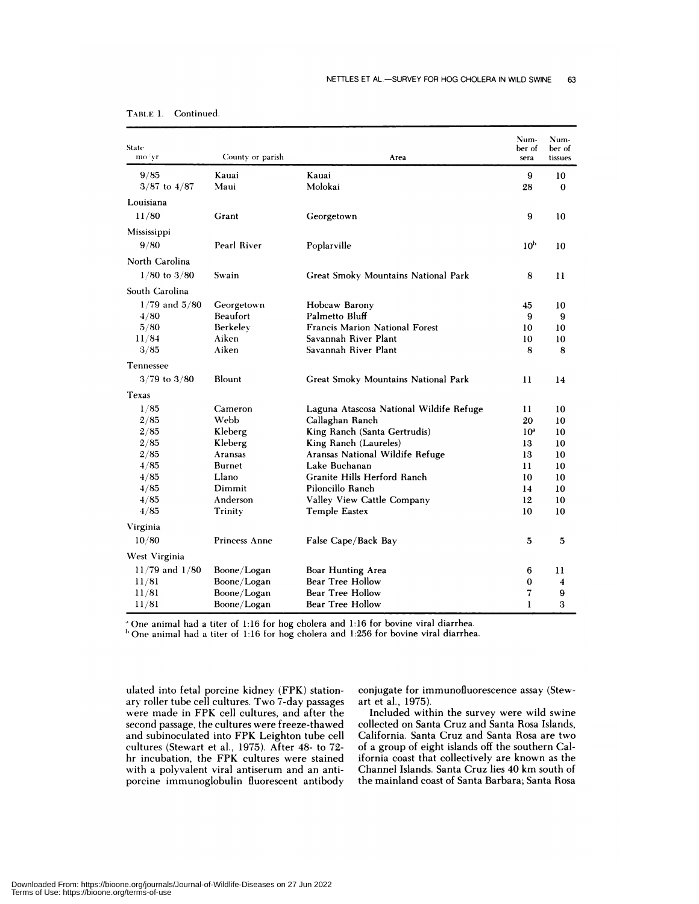TABLE 1. Continued.

| State mo/yr | County or parish | Area | Number of sera | Number of tissues |
|---|---|---|---|---|
| 9/85 | Kauai | Kauai | 9 | 10 |
| 3/87 to 4/87 | Maui | Molokai | 28 | 0 |
| Louisiana | | | | |
| 11/80 | Grant | Georgetown | 9 | 10 |
| Mississippi | | | | |
| 9/80 | Pearl River | Poplarville | 10[b] | 10 |
| North Carolina | | | | |
| 1/80 to 3/80 | Swain | Great Smoky Mountains National Park | 8 | 11 |
| South Carolina | | | | |
| 1/79 and 5/80 | Georgetown | Hobcaw Barony | 45 | 10 |
| 4/80 | Beaufort | Palmetto Bluff | 9 | 9 |
| 5/80 | Berkeley | Francis Marion National Forest | 10 | 10 |
| 11/84 | Aiken | Savannah River Plant | 10 | 10 |
| 3/85 | Aiken | Savannah River Plant | 8 | 8 |
| Tennessee | | | | |
| 3/79 to 3/80 | Blount | Great Smoky Mountains National Park | 11 | 14 |
| Texas | | | | |
| 1/85 | Cameron | Laguna Atascosa National Wildife Refuge | 11 | 10 |
| 2/85 | Webb | Callaghan Ranch | 20 | 10 |
| 2/85 | Kleberg | King Ranch (Santa Gertrudis) | 10[a] | 10 |
| 2/85 | Kleberg | King Ranch (Laureles) | 13 | 10 |
| 2/85 | Aransas | Aransas National Wildlife Refuge | 13 | 10 |
| 4/85 | Burnet | Lake Buchanan | 11 | 10 |
| 4/85 | Llano | Granite Hills Herford Ranch | 10 | 10 |
| 4/85 | Dimmit | Piloncillo Ranch | 14 | 10 |
| 4/85 | Anderson | Valley View Cattle Company | 12 | 10 |
| 4/85 | Trinity | Temple Eastex | 10 | 10 |
| Virginia | | | | |
| 10/80 | Princess Anne | False Cape/Back Bay | 5 | 5 |
| West Virginia | | | | |
| 11/79 and 1/80 | Boone/Logan | Boar Hunting Area | 6 | 11 |
| 11/81 | Boone/Logan | Bear Tree Hollow | 0 | 4 |
| 11/81 | Boone/Logan | Bear Tree Hollow | 7 | 9 |
| 11/81 | Boone/Logan | Bear Tree Hollow | 1 | 3 |

[a] One animal had a titer of 1:16 for hog cholera and 1:16 for bovine viral diarrhea.

[b] One animal had a titer of 1:16 for hog cholera and 1:256 for bovine viral diarrhea.

ulated into fetal porcine kidney (FPK) stationary roller tube cell cultures. Two 7-day passages were made in FPK cell cultures, and after the second passage, the cultures were freeze-thawed and subinoculated into FPK Leighton tube cell cultures (Stewart et al., 1975). After 48- to 72-hr incubation, the FPK cultures were stained with a polyvalent viral antiserum and an anti-porcine immunoglobulin fluorescent antibody conjugate for immunofluorescence assay (Stewart et al., 1975).

Included within the survey were wild swine collected on Santa Cruz and Santa Rosa Islands, California. Santa Cruz and Santa Rosa are two of a group of eight islands off the southern California coast that collectively are known as the Channel Islands. Santa Cruz lies 40 km south of the mainland coast of Santa Barbara; Santa Rosa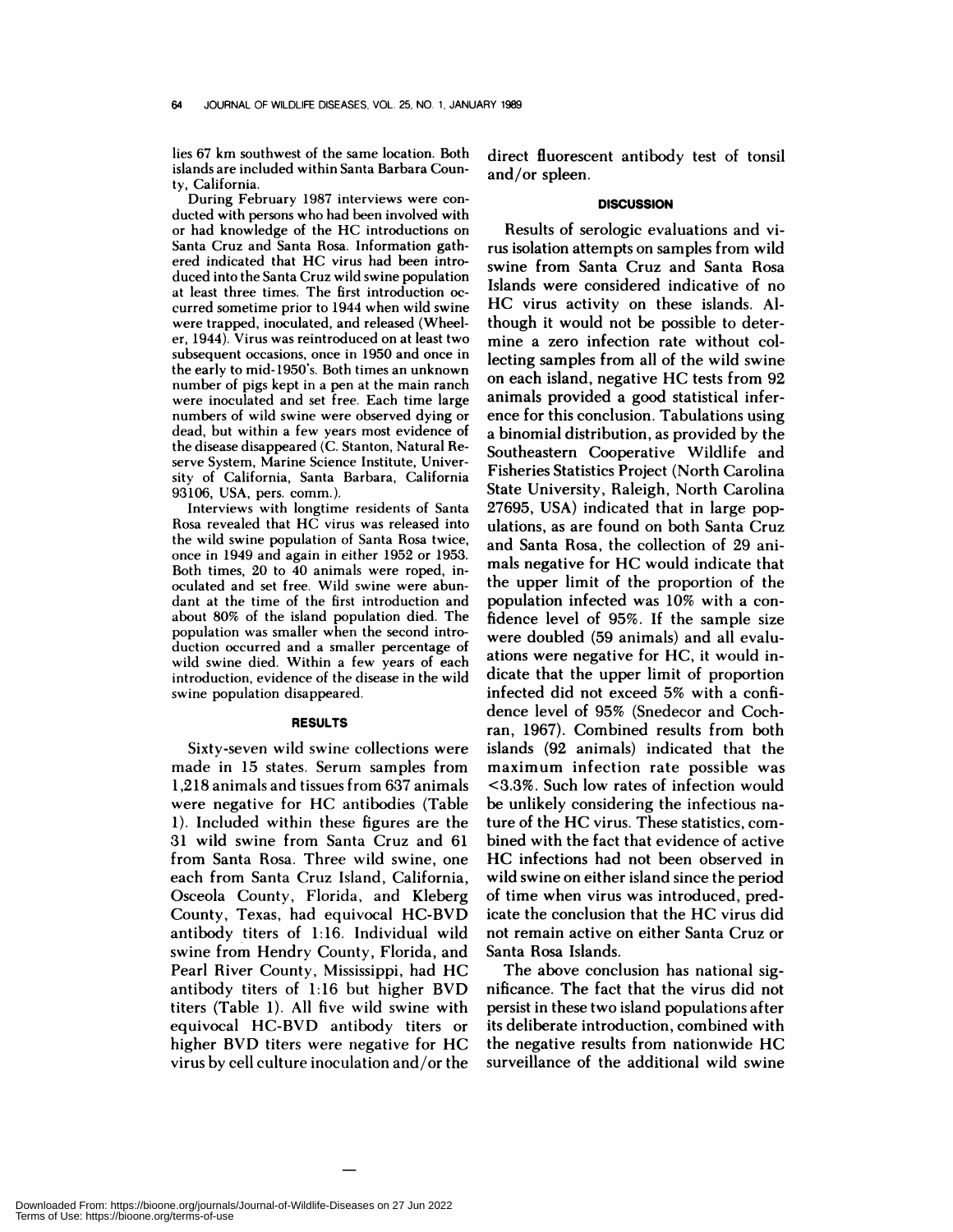lies 67 km southwest of the same location. Both islands are included within Santa Barbara County, California.

During February 1987 interviews were conducted with persons who had been involved with or had knowledge of the HC introductions on Santa Cruz and Santa Rosa. Information gathered indicated that HC virus had been introduced into the Santa Cruz wild swine population at least three times. The first introduction occurred sometime prior to 1944 when wild swine were trapped, inoculated, and released (Wheeler, 1944). Virus was reintroduced on at least two subsequent occasions, once in 1950 and once in the early to mid-1950's. Both times an unknown number of pigs kept in a pen at the main ranch were inoculated and set free. Each time large numbers of wild swine were observed dying or dead, but within a few years most evidence of the disease disappeared (C. Stanton, Natural Reserve System, Marine Science Institute, University of California, Santa Barbara, California 93106, USA, pers. comm.).

Interviews with longtime residents of Santa Rosa revealed that HC virus was released into the wild swine population of Santa Rosa twice, once in 1949 and again in either 1952 or 1953. Both times, 20 to 40 animals were roped, inoculated and set free. Wild swine were abundant at the time of the first introduction and about 80% of the island population died. The population was smaller when the second introduction occurred and a smaller percentage of wild swine died. Within a few years of each introduction, evidence of the disease in the wild swine population disappeared.

## RESULTS

Sixty-seven wild swine collections were made in 15 states. Serum samples from 1,218 animals and tissues from 637 animals were negative for HC antibodies (Table 1). Included within these figures are the 31 wild swine from Santa Cruz and 61 from Santa Rosa. Three wild swine, one each from Santa Cruz Island, California, Osceola County, Florida, and Kleberg County, Texas, had equivocal HC-BVD antibody titers of 1:16. Individual wild swine from Hendry County, Florida, and Pearl River County, Mississippi, had HC antibody titers of 1:16 but higher BVD titers (Table 1). All five wild swine with equivocal HC-BVD antibody titers or higher BVD titers were negative for HC virus by cell culture inoculation and/or the direct fluorescent antibody test of tonsil and/or spleen.

## DISCUSSION

Results of serologic evaluations and virus isolation attempts on samples from wild swine from Santa Cruz and Santa Rosa Islands were considered indicative of no HC virus activity on these islands. Although it would not be possible to determine a zero infection rate without collecting samples from all of the wild swine on each island, negative HC tests from 92 animals provided a good statistical inference for this conclusion. Tabulations using a binomial distribution, as provided by the Southeastern Cooperative Wildlife and Fisheries Statistics Project (North Carolina State University, Raleigh, North Carolina 27695, USA) indicated that in large populations, as are found on both Santa Cruz and Santa Rosa, the collection of 29 animals negative for HC would indicate that the upper limit of the proportion of the population infected was 10% with a confidence level of 95%. If the sample size were doubled (59 animals) and all evaluations were negative for HC, it would indicate that the upper limit of proportion infected did not exceed 5% with a confidence level of 95% (Snedecor and Cochran, 1967). Combined results from both islands (92 animals) indicated that the maximum infection rate possible was <3.3%. Such low rates of infection would be unlikely considering the infectious nature of the HC virus. These statistics, combined with the fact that evidence of active HC infections had not been observed in wild swine on either island since the period of time when virus was introduced, predicate the conclusion that the HC virus did not remain active on either Santa Cruz or Santa Rosa Islands.

The above conclusion has national significance. The fact that the virus did not persist in these two island populations after its deliberate introduction, combined with the negative results from nationwide HC surveillance of the additional wild swine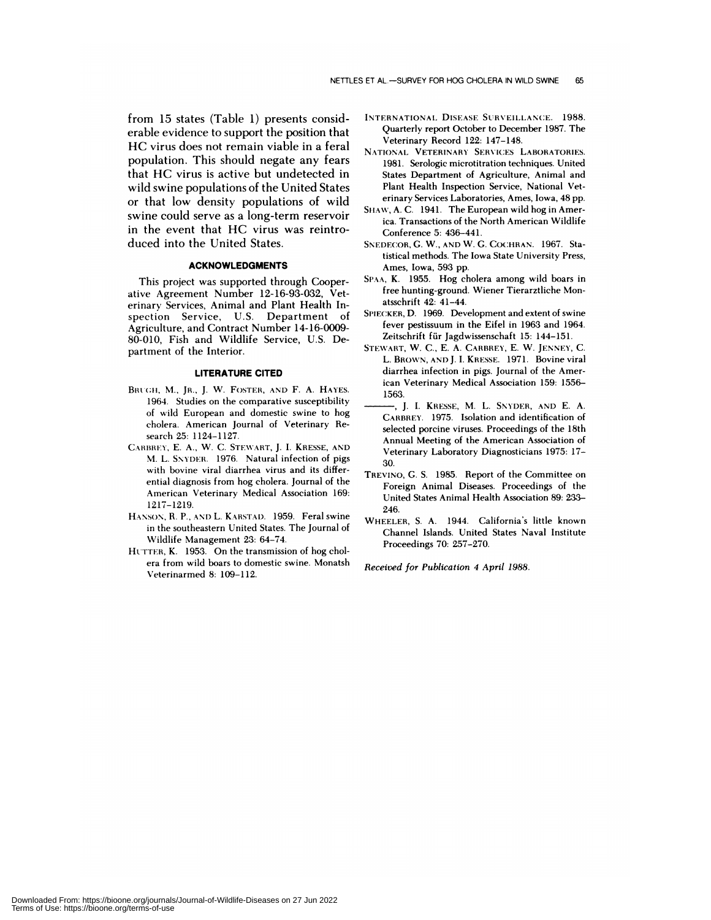from 15 states (Table 1) presents considerable evidence to support the position that HC virus does not remain viable in a feral population. This should negate any fears that HC virus is active but undetected in wild swine populations of the United States or that low density populations of wild swine could serve as a long-term reservoir in the event that HC virus was reintroduced into the United States.

## ACKNOWLEDGMENTS

This project was supported through Cooperative Agreement Number 12-16-93-032, Veterinary Services, Animal and Plant Health Inspection Service, U.S. Department of Agriculture, and Contract Number 14-16-0009-80-010, Fish and Wildlife Service, U.S. Department of the Interior.

## LITERATURE CITED

BRUGH, M., JR., J. W. FOSTER, AND F. A. HAYES. 1964. Studies on the comparative susceptibility of wild European and domestic swine to hog cholera. American Journal of Veterinary Research 25: 1124–1127.

CARBREY, E. A., W. C. STEWART, J. I. KRESSE, AND M. L. SNYDER. 1976. Natural infection of pigs with bovine viral diarrhea virus and its differential diagnosis from hog cholera. Journal of the American Veterinary Medical Association 169: 1217–1219.

HANSON, R. P., AND L. KARSTAD. 1959. Feral swine in the southeastern United States. The Journal of Wildlife Management 23: 64–74.

HUTTER, K. 1953. On the transmission of hog cholera from wild boars to domestic swine. Monatsh Veterinarmed 8: 109–112.

INTERNATIONAL DISEASE SURVEILLANCE. 1988. Quarterly report October to December 1987. The Veterinary Record 122: 147–148.

NATIONAL VETERINARY SERVICES LABORATORIES. 1981. Serologic microtitration techniques. United States Department of Agriculture, Animal and Plant Health Inspection Service, National Veterinary Services Laboratories, Ames, Iowa, 48 pp.

SHAW, A. C. 1941. The European wild hog in America. Transactions of the North American Wildlife Conference 5: 436–441.

SNEDECOR, G. W., AND W. G. COCHRAN. 1967. Statistical methods. The Iowa State University Press, Ames, Iowa, 593 pp.

SPAA, K. 1955. Hog cholera among wild boars in free hunting-ground. Wiener Tierarztliche Monatsschrift 42: 41–44.

SPIECKER, D. 1969. Development and extent of swine fever pestissuum in the Eifel in 1963 and 1964. Zeitschrift für Jagdwissenschaft 15: 144–151.

STEWART, W. C., E. A. CARBREY, E. W. JENNEY, C. L. BROWN, AND J. I. KRESSE. 1971. Bovine viral diarrhea infection in pigs. Journal of the American Veterinary Medical Association 159: 1556–1563.

———, J. I. KRESSE, M. L. SNYDER, AND E. A. CARBREY. 1975. Isolation and identification of selected porcine viruses. Proceedings of the 18th Annual Meeting of the American Association of Veterinary Laboratory Diagnosticians 1975: 17–30.

TREVINO, G. S. 1985. Report of the Committee on Foreign Animal Diseases. Proceedings of the United States Animal Health Association 89: 233–246.

WHEELER, S. A. 1944. California's little known Channel Islands. United States Naval Institute Proceedings 70: 257–270.

*Received for Publication 4 April 1988.*